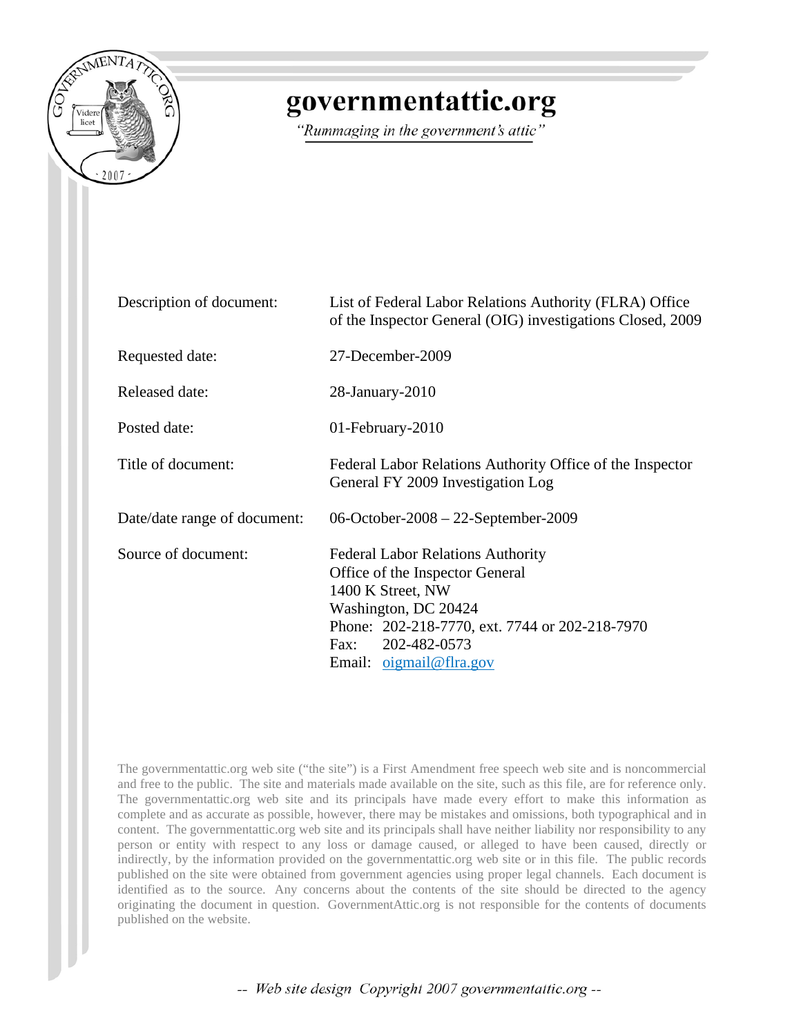# governmentattic.org

*"Rummaging in the government's attic"*

| | |
|---|---|
| Description of document: | List of Federal Labor Relations Authority (FLRA) Office of the Inspector General (OIG) investigations Closed, 2009 |
| Requested date: | 27-December-2009 |
| Released date: | 28-January-2010 |
| Posted date: | 01-February-2010 |
| Title of document: | Federal Labor Relations Authority Office of the Inspector General FY 2009 Investigation Log |
| Date/date range of document: | 06-October-2008 – 22-September-2009 |
| Source of document: | Federal Labor Relations Authority<br>Office of the Inspector General<br>1400 K Street, NW<br>Washington, DC 20424<br>Phone: 202-218-7770, ext. 7744 or 202-218-7970<br>Fax: 202-482-0573<br>Email: oigmail@flra.gov |

The governmentattic.org web site ("the site") is a First Amendment free speech web site and is noncommercial and free to the public. The site and materials made available on the site, such as this file, are for reference only. The governmentattic.org web site and its principals have made every effort to make this information as complete and as accurate as possible, however, there may be mistakes and omissions, both typographical and in content. The governmentattic.org web site and its principals shall have neither liability nor responsibility to any person or entity with respect to any loss or damage caused, or alleged to have been caused, directly or indirectly, by the information provided on the governmentattic.org web site or in this file. The public records published on the site were obtained from government agencies using proper legal channels. Each document is identified as to the source. Any concerns about the contents of the site should be directed to the agency originating the document in question. GovernmentAttic.org is not responsible for the contents of documents published on the website.

*-- Web site design Copyright 2007 governmentattic.org --*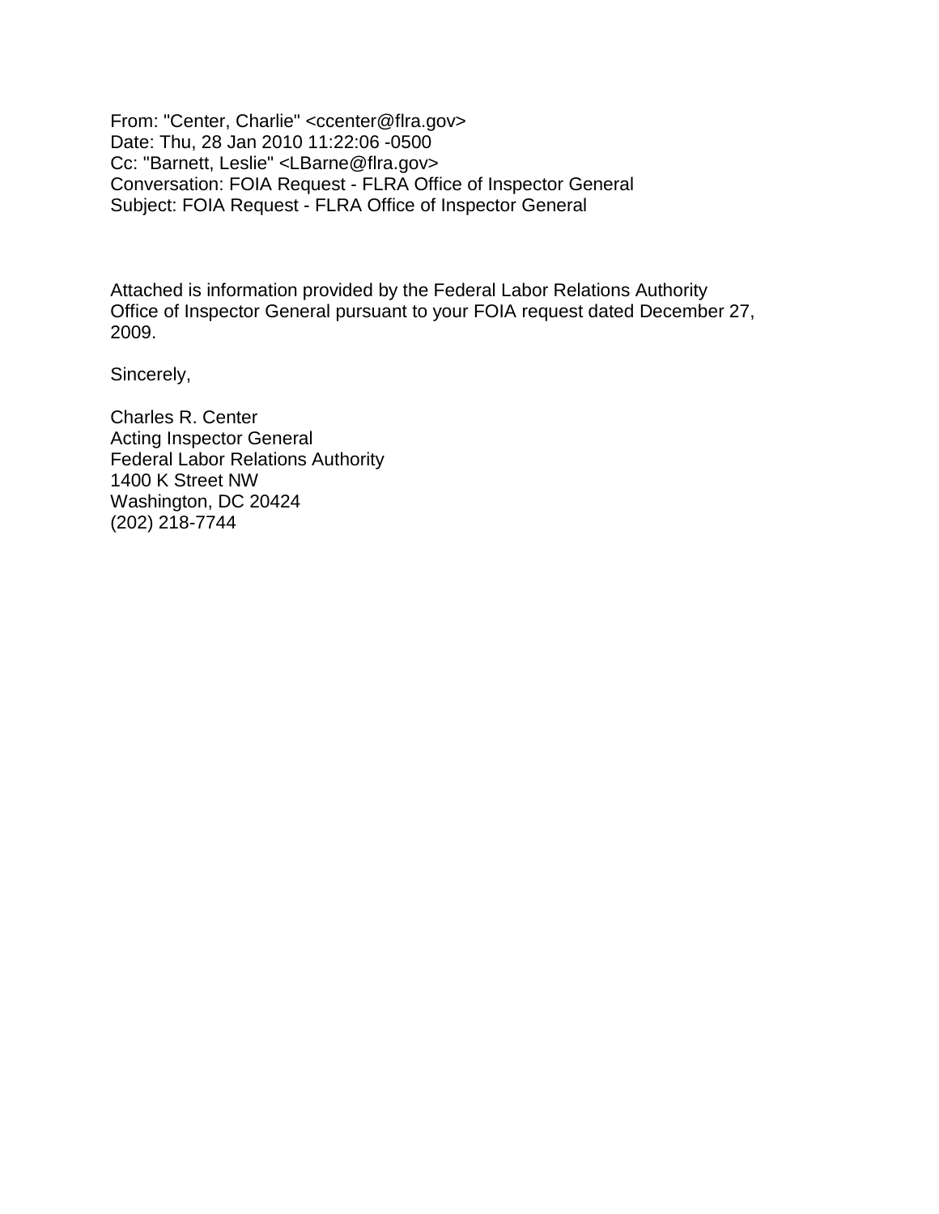From: "Center, Charlie" <ccenter@flra.gov>
Date: Thu, 28 Jan 2010 11:22:06 -0500
Cc: "Barnett, Leslie" <LBarne@flra.gov>
Conversation: FOIA Request - FLRA Office of Inspector General
Subject: FOIA Request - FLRA Office of Inspector General

Attached is information provided by the Federal Labor Relations Authority Office of Inspector General pursuant to your FOIA request dated December 27, 2009.

Sincerely,

Charles R. Center
Acting Inspector General
Federal Labor Relations Authority
1400 K Street NW
Washington, DC 20424
(202) 218-7744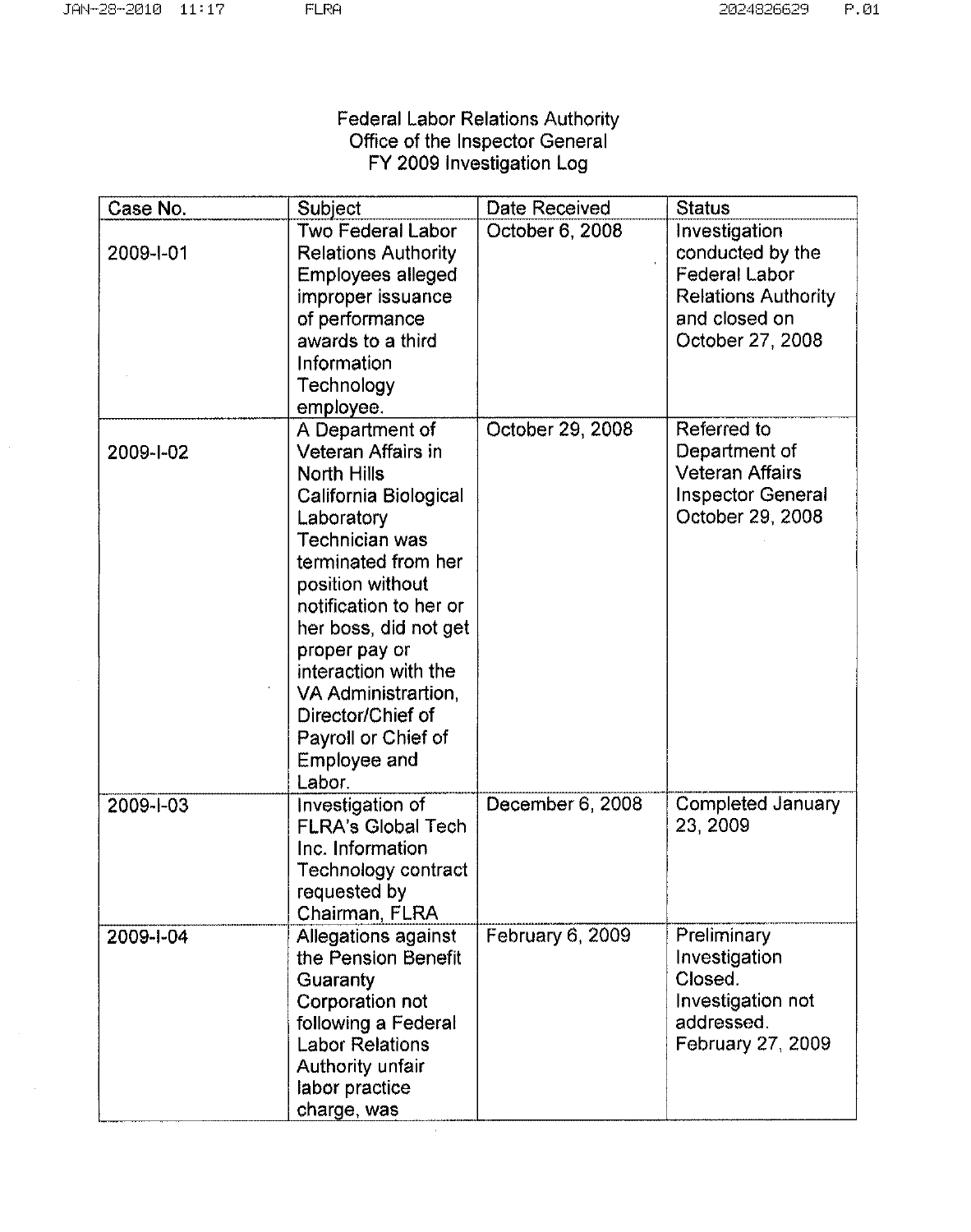Federal Labor Relations Authority
Office of the Inspector General
FY 2009 Investigation Log

| Case No. | Subject | Date Received | Status |
|---|---|---|---|
| 2009-I-01 | Two Federal Labor Relations Authority Employees alleged improper issuance of performance awards to a third Information Technology employee. | October 6, 2008 | Investigation conducted by the Federal Labor Relations Authority and closed on October 27, 2008 |
| 2009-I-02 | A Department of Veteran Affairs in North Hills California Biological Laboratory Technician was terminated from her position without notification to her or her boss, did not get proper pay or interaction with the VA Administrartion, Director/Chief of Payroll or Chief of Employee and Labor. | October 29, 2008 | Referred to Department of Veteran Affairs Inspector General October 29, 2008 |
| 2009-I-03 | Investigation of FLRA's Global Tech Inc. Information Technology contract requested by Chairman, FLRA | December 6, 2008 | Completed January 23, 2009 |
| 2009-I-04 | Allegations against the Pension Benefit Guaranty Corporation not following a Federal Labor Relations Authority unfair labor practice charge, was | February 6, 2009 | Preliminary Investigation Closed. Investigation not addressed. February 27, 2009 |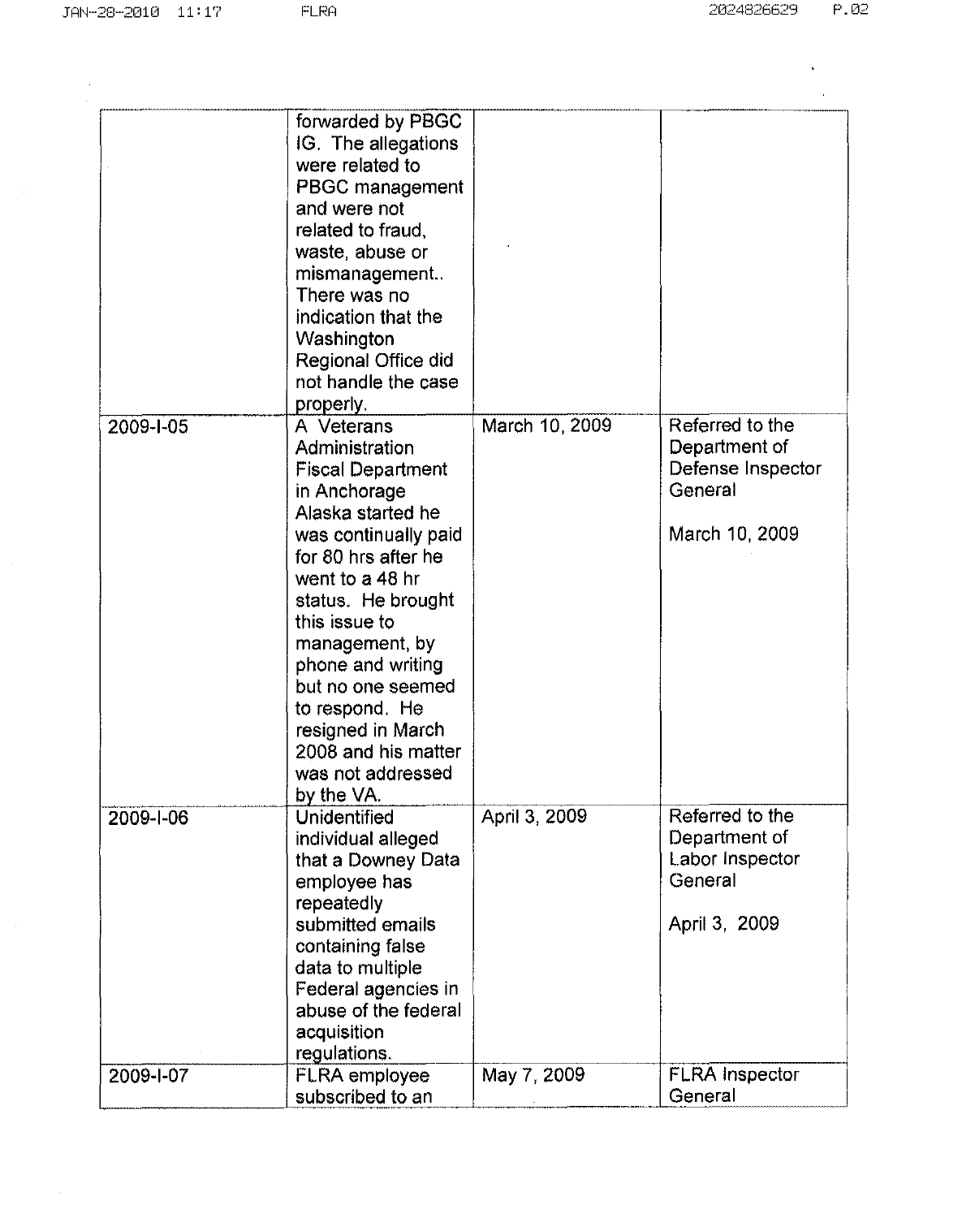| | | | |
|---|---|---|---|
| | forwarded by PBGC IG. The allegations were related to PBGC management and were not related to fraud, waste, abuse or mismanagement.. There was no indication that the Washington Regional Office did not handle the case properly. | | |
| 2009-I-05 | A Veterans Administration Fiscal Department in Anchorage Alaska started he was continually paid for 80 hrs after he went to a 48 hr status. He brought this issue to management, by phone and writing but no one seemed to respond. He resigned in March 2008 and his matter was not addressed by the VA. | March 10, 2009 | Referred to the Department of Defense Inspector General<br><br>March 10, 2009 |
| 2009-I-06 | Unidentified individual alleged that a Downey Data employee has repeatedly submitted emails containing false data to multiple Federal agencies in abuse of the federal acquisition regulations. | April 3, 2009 | Referred to the Department of Labor Inspector General<br><br>April 3, 2009 |
| 2009-I-07 | FLRA employee subscribed to an | May 7, 2009 | FLRA Inspector General |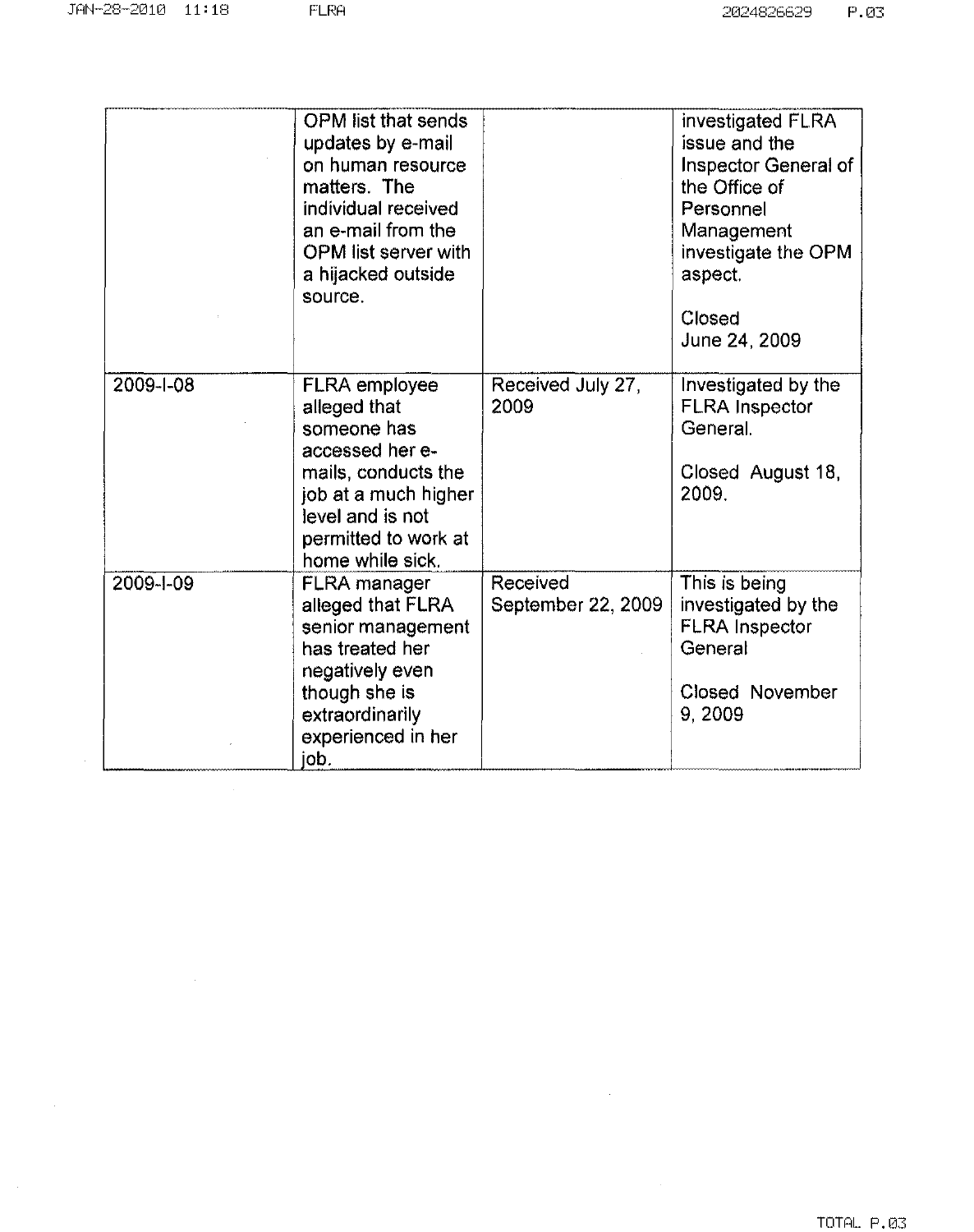| | | | |
|---|---|---|---|
| | OPM list that sends updates by e-mail on human resource matters. The individual received an e-mail from the OPM list server with a hijacked outside source. | | investigated FLRA issue and the Inspector General of the Office of Personnel Management investigate the OPM aspect.<br><br>Closed June 24, 2009 |
| 2009-I-08 | FLRA employee alleged that someone has accessed her e-mails, conducts the job at a much higher level and is not permitted to work at home while sick. | Received July 27, 2009 | Investigated by the FLRA Inspector General.<br><br>Closed August 18, 2009. |
| 2009-I-09 | FLRA manager alleged that FLRA senior management has treated her negatively even though she is extraordinarily experienced in her job. | Received September 22, 2009 | This is being investigated by the FLRA Inspector General<br><br>Closed November 9, 2009 |